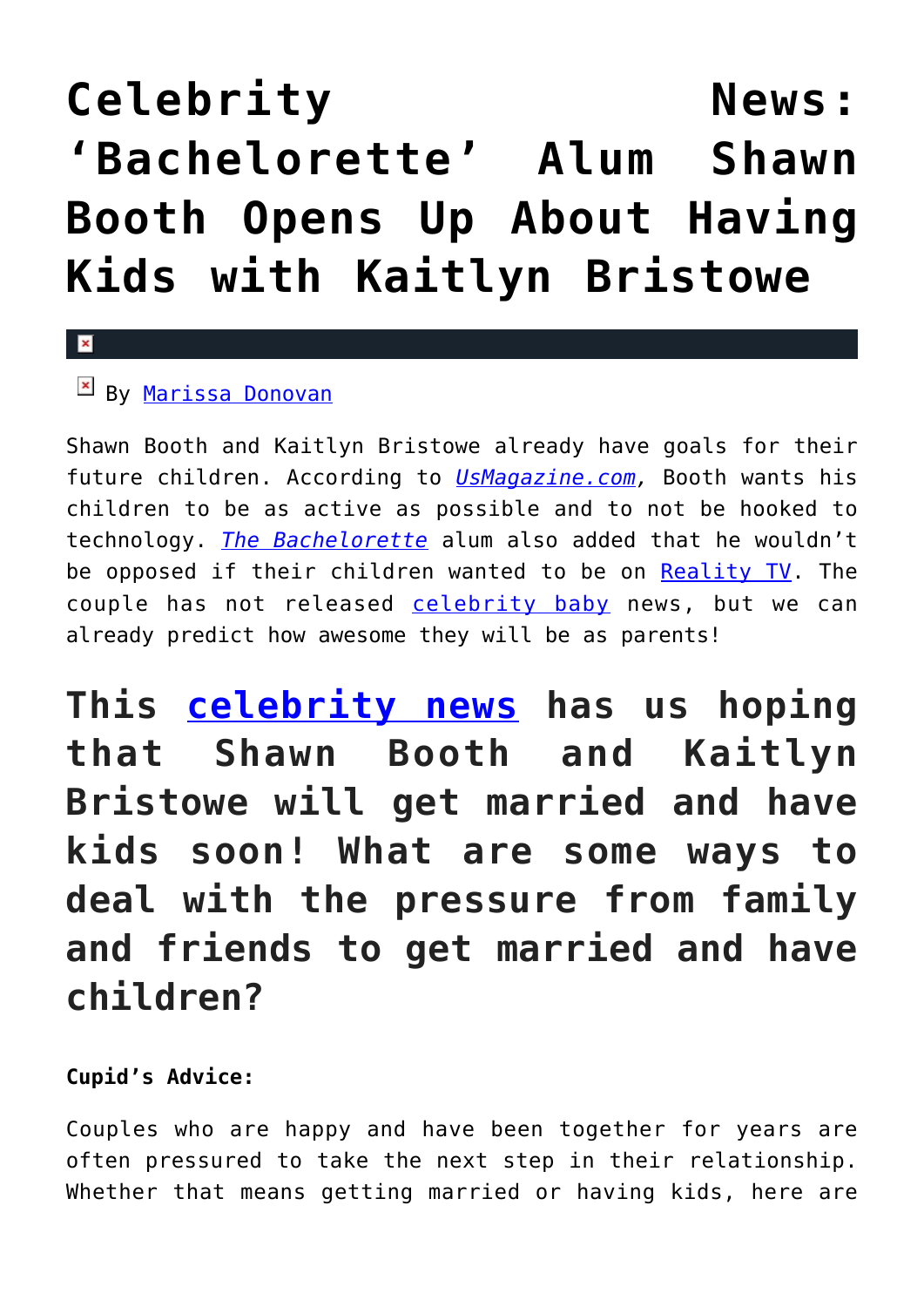# Celebrity News: 'Bachelorette' Alum Shawn Booth Opens Up About Having Kids with Kaitlyn Bristowe

By Marissa Donovan

Shawn Booth and Kaitlyn Bristowe already have goals for their future children. According to *UsMagazine.com*, Booth wants his children to be as active as possible and to not be hooked to technology. *The Bachelorette* alum also added that he wouldn't be opposed if their children wanted to be on Reality TV. The couple has not released celebrity baby news, but we can already predict how awesome they will be as parents!

## This celebrity news has us hoping that Shawn Booth and Kaitlyn Bristowe will get married and have kids soon! What are some ways to deal with the pressure from family and friends to get married and have children?

**Cupid's Advice:**

Couples who are happy and have been together for years are often pressured to take the next step in their relationship. Whether that means getting married or having kids, here are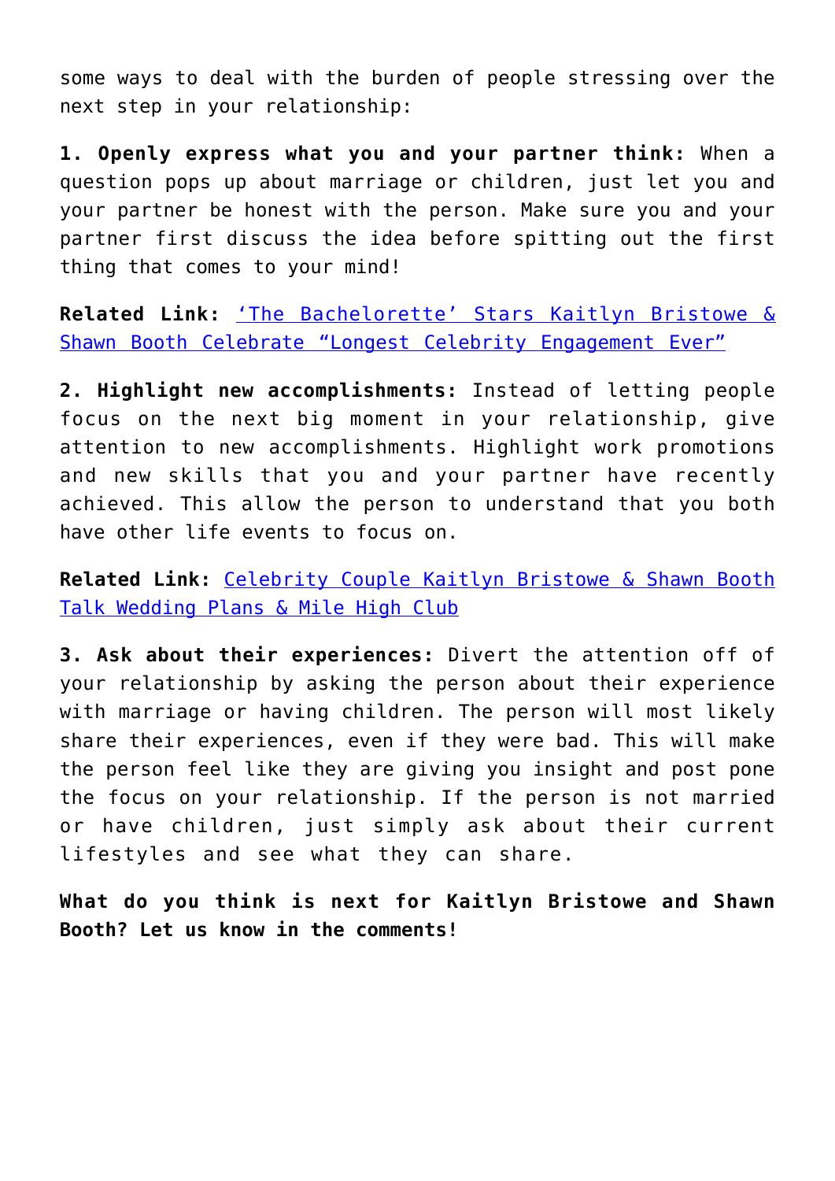some ways to deal with the burden of people stressing over the next step in your relationship:

**1. Openly express what you and your partner think:** When a question pops up about marriage or children, just let you and your partner be honest with the person. Make sure you and your partner first discuss the idea before spitting out the first thing that comes to your mind!

**Related Link:** ['The Bachelorette' Stars Kaitlyn Bristowe & Shawn Booth Celebrate "Longest Celebrity Engagement Ever"]()

**2. Highlight new accomplishments:** Instead of letting people focus on the next big moment in your relationship, give attention to new accomplishments. Highlight work promotions and new skills that you and your partner have recently achieved. This allow the person to understand that you both have other life events to focus on.

**Related Link:** [Celebrity Couple Kaitlyn Bristowe & Shawn Booth Talk Wedding Plans & Mile High Club]()

**3. Ask about their experiences:** Divert the attention off of your relationship by asking the person about their experience with marriage or having children. The person will most likely share their experiences, even if they were bad. This will make the person feel like they are giving you insight and post pone the focus on your relationship. If the person is not married or have children, just simply ask about their current lifestyles and see what they can share.

**What do you think is next for Kaitlyn Bristowe and Shawn Booth? Let us know in the comments!**